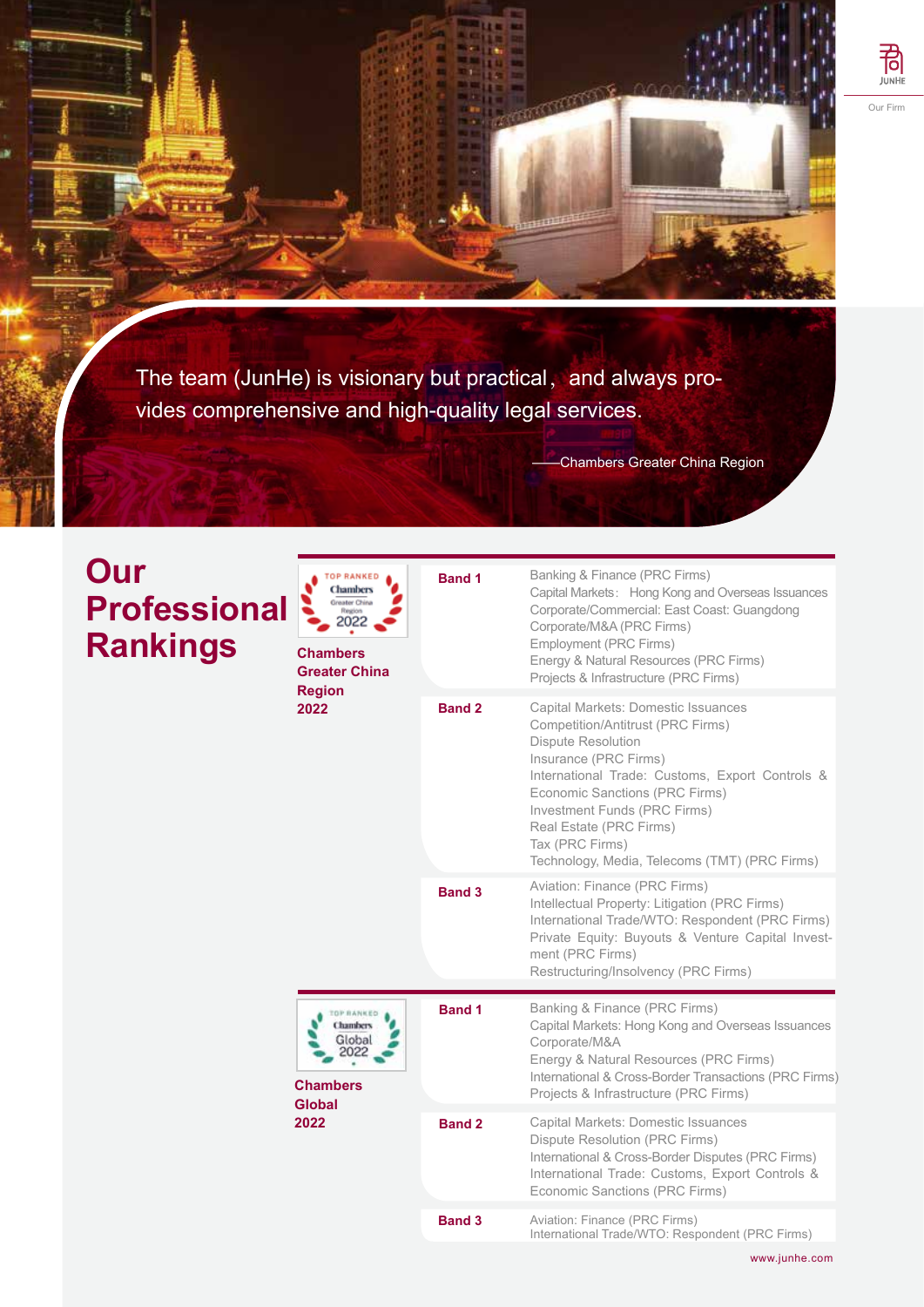The team (JunHe) is visionary but practical， and always provides comprehensive and high-quality legal services.

——Chambers Greater China Region

# Our Professional Rankings

## Chambers Greater China Region 2022

| Band | Practice Areas |
| --- | --- |
| **Band 1** | Banking & Finance (PRC Firms)<br>Capital Markets： Hong Kong and Overseas Issuances<br>Corporate/Commercial: East Coast: Guangdong<br>Corporate/M&A (PRC Firms)<br>Employment (PRC Firms)<br>Energy & Natural Resources (PRC Firms)<br>Projects & Infrastructure (PRC Firms) |
| **Band 2** | Capital Markets: Domestic Issuances<br>Competition/Antitrust (PRC Firms)<br>Dispute Resolution<br>Insurance (PRC Firms)<br>International Trade: Customs, Export Controls & Economic Sanctions (PRC Firms)<br>Investment Funds (PRC Firms)<br>Real Estate (PRC Firms)<br>Tax (PRC Firms)<br>Technology, Media, Telecoms (TMT) (PRC Firms) |
| **Band 3** | Aviation: Finance (PRC Firms)<br>Intellectual Property: Litigation (PRC Firms)<br>International Trade/WTO: Respondent (PRC Firms)<br>Private Equity: Buyouts & Venture Capital Investment (PRC Firms)<br>Restructuring/Insolvency (PRC Firms) |

## Chambers Global 2022

| Band | Practice Areas |
| --- | --- |
| **Band 1** | Banking & Finance (PRC Firms)<br>Capital Markets: Hong Kong and Overseas Issuances<br>Corporate/M&A<br>Energy & Natural Resources (PRC Firms)<br>International & Cross-Border Transactions (PRC Firms)<br>Projects & Infrastructure (PRC Firms) |
| **Band 2** | Capital Markets: Domestic Issuances<br>Dispute Resolution (PRC Firms)<br>International & Cross-Border Disputes (PRC Firms)<br>International Trade: Customs, Export Controls & Economic Sanctions (PRC Firms) |
| **Band 3** | Aviation: Finance (PRC Firms)<br>International Trade/WTO: Respondent (PRC Firms) |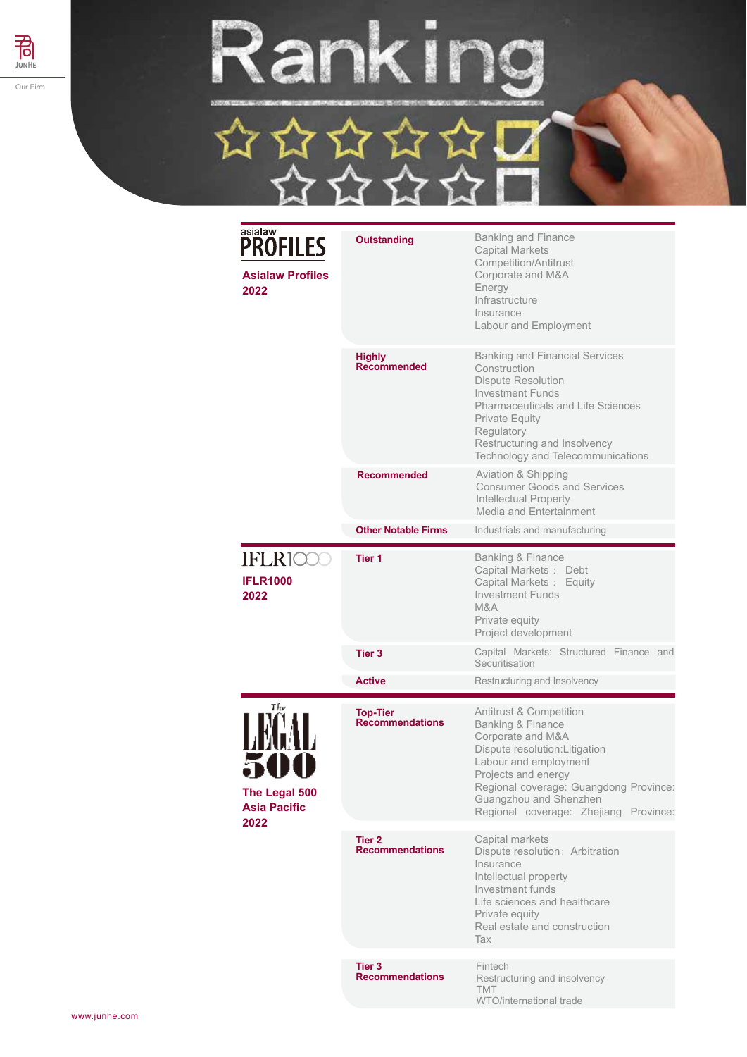# Ranking

| | | |
|---|---|---|
| **Asialaw Profiles 2022** | **Outstanding** | Banking and Finance<br>Capital Markets<br>Competition/Antitrust<br>Corporate and M&A<br>Energy<br>Infrastructure<br>Insurance<br>Labour and Employment |
| | **Highly Recommended** | Banking and Financial Services<br>Construction<br>Dispute Resolution<br>Investment Funds<br>Pharmaceuticals and Life Sciences<br>Private Equity<br>Regulatory<br>Restructuring and Insolvency<br>Technology and Telecommunications |
| | **Recommended** | Aviation & Shipping<br>Consumer Goods and Services<br>Intellectual Property<br>Media and Entertainment |
| | **Other Notable Firms** | Industrials and manufacturing |
| **IFLR1000 2022** | **Tier 1** | Banking & Finance<br>Capital Markets : Debt<br>Capital Markets : Equity<br>Investment Funds<br>M&A<br>Private equity<br>Project development |
| | **Tier 3** | Capital Markets: Structured Finance and Securitisation |
| | **Active** | Restructuring and Insolvency |
| **The Legal 500 Asia Pacific 2022** | **Top-Tier Recommendations** | Antitrust & Competition<br>Banking & Finance<br>Corporate and M&A<br>Dispute resolution:Litigation<br>Labour and employment<br>Projects and energy<br>Regional coverage: Guangdong Province: Guangzhou and Shenzhen<br>Regional coverage: Zhejiang Province: |
| | **Tier 2 Recommendations** | Capital markets<br>Dispute resolution: Arbitration<br>Insurance<br>Intellectual property<br>Investment funds<br>Life sciences and healthcare<br>Private equity<br>Real estate and construction<br>Tax |
| | **Tier 3 Recommendations** | Fintech<br>Restructuring and insolvency<br>TMT<br>WTO/international trade |

www.junhe.com